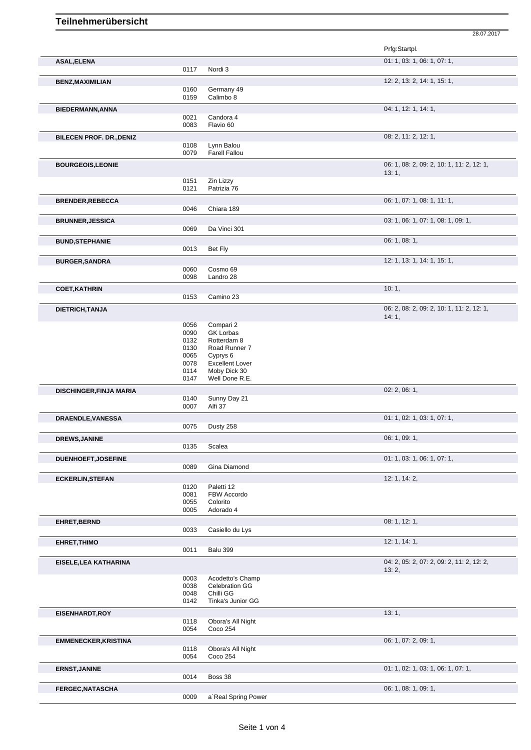# Teilnehmerübersicht

28.07.2017

| Name | Nr. | Pferd | Prfg:Startpl. |
|---|---|---|---|
| **ASAL,ELENA** | | | 01: 1, 03: 1, 06: 1, 07: 1, |
| | 0117 | Nordi 3 | |
| **BENZ,MAXIMILIAN** | | | 12: 2, 13: 2, 14: 1, 15: 1, |
| | 0160 | Germany 49 | |
| | 0159 | Calimbo 8 | |
| **BIEDERMANN,ANNA** | | | 04: 1, 12: 1, 14: 1, |
| | 0021 | Candora 4 | |
| | 0083 | Flavio 60 | |
| **BILECEN PROF. DR.,DENIZ** | | | 08: 2, 11: 2, 12: 1, |
| | 0108 | Lynn Balou | |
| | 0079 | Farell Fallou | |
| **BOURGEOIS,LEONIE** | | | 06: 1, 08: 2, 09: 2, 10: 1, 11: 2, 12: 1, 13: 1, |
| | 0151 | Zin Lizzy | |
| | 0121 | Patrizia 76 | |
| **BRENDER,REBECCA** | | | 06: 1, 07: 1, 08: 1, 11: 1, |
| | 0046 | Chiara 189 | |
| **BRUNNER,JESSICA** | | | 03: 1, 06: 1, 07: 1, 08: 1, 09: 1, |
| | 0069 | Da Vinci 301 | |
| **BUND,STEPHANIE** | | | 06: 1, 08: 1, |
| | 0013 | Bet Fly | |
| **BURGER,SANDRA** | | | 12: 1, 13: 1, 14: 1, 15: 1, |
| | 0060 | Cosmo 69 | |
| | 0098 | Landro 28 | |
| **COET,KATHRIN** | | | 10: 1, |
| | 0153 | Camino 23 | |
| **DIETRICH,TANJA** | | | 06: 2, 08: 2, 09: 2, 10: 1, 11: 2, 12: 1, 14: 1, |
| | 0056 | Compari 2 | |
| | 0090 | GK Lorbas | |
| | 0132 | Rotterdam 8 | |
| | 0130 | Road Runner 7 | |
| | 0065 | Cyprys 6 | |
| | 0078 | Excellent Lover | |
| | 0114 | Moby Dick 30 | |
| | 0147 | Well Done R.E. | |
| **DISCHINGER,FINJA MARIA** | | | 02: 2, 06: 1, |
| | 0140 | Sunny Day 21 | |
| | 0007 | Alfi 37 | |
| **DRAENDLE,VANESSA** | | | 01: 1, 02: 1, 03: 1, 07: 1, |
| | 0075 | Dusty 258 | |
| **DREWS,JANINE** | | | 06: 1, 09: 1, |
| | 0135 | Scalea | |
| **DUENHOEFT,JOSEFINE** | | | 01: 1, 03: 1, 06: 1, 07: 1, |
| | 0089 | Gina Diamond | |
| **ECKERLIN,STEFAN** | | | 12: 1, 14: 2, |
| | 0120 | Paletti 12 | |
| | 0081 | FBW Accordo | |
| | 0055 | Colorito | |
| | 0005 | Adorado 4 | |
| **EHRET,BERND** | | | 08: 1, 12: 1, |
| | 0033 | Casiello du Lys | |
| **EHRET,THIMO** | | | 12: 1, 14: 1, |
| | 0011 | Balu 399 | |
| **EISELE,LEA KATHARINA** | | | 04: 2, 05: 2, 07: 2, 09: 2, 11: 2, 12: 2, 13: 2, |
| | 0003 | Acodetto's Champ | |
| | 0038 | Celebration GG | |
| | 0048 | Chilli GG | |
| | 0142 | Tinka's Junior GG | |
| **EISENHARDT,ROY** | | | 13: 1, |
| | 0118 | Obora's All Night | |
| | 0054 | Coco 254 | |
| **EMMENECKER,KRISTINA** | | | 06: 1, 07: 2, 09: 1, |
| | 0118 | Obora's All Night | |
| | 0054 | Coco 254 | |
| **ERNST,JANINE** | | | 01: 1, 02: 1, 03: 1, 06: 1, 07: 1, |
| | 0014 | Boss 38 | |
| **FERGEC,NATASCHA** | | | 06: 1, 08: 1, 09: 1, |
| | 0009 | a`Real Spring Power | |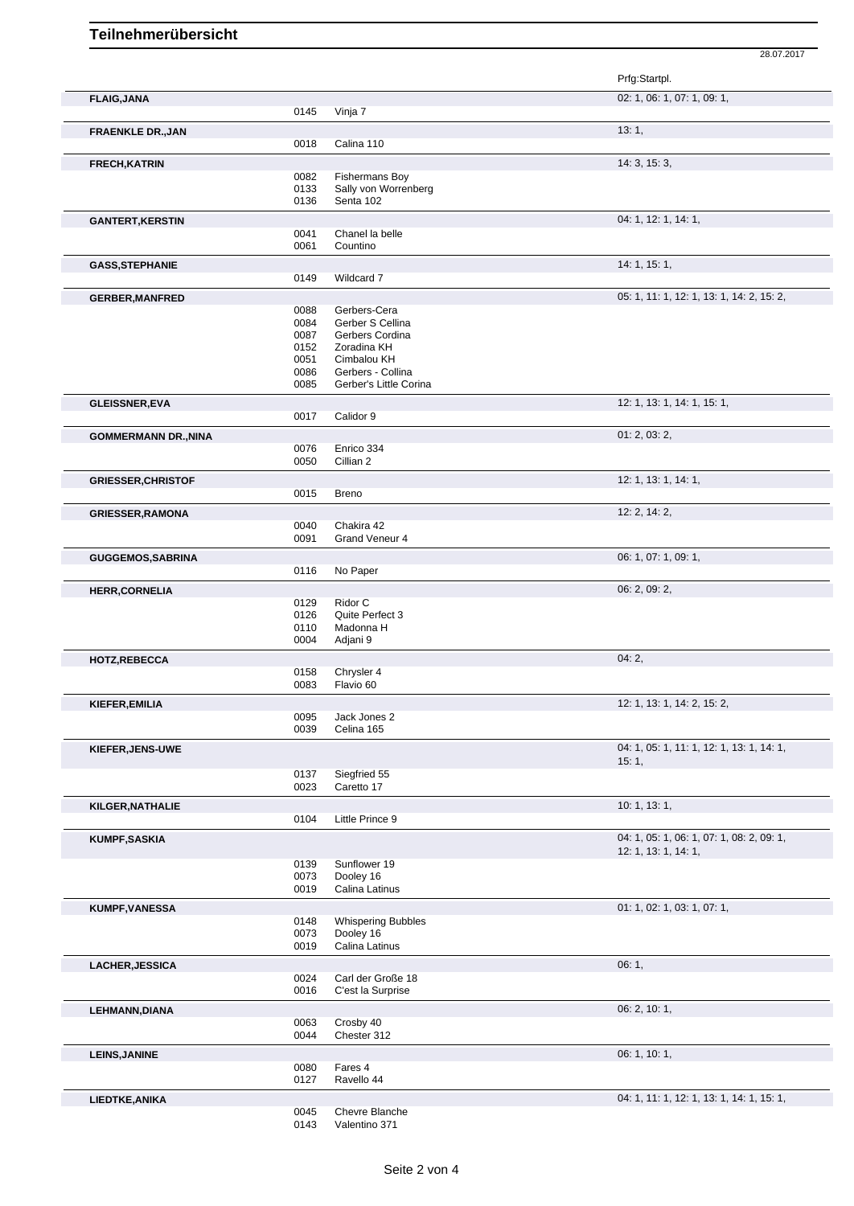# Teilnehmerübersicht

28.07.2017

| Name | Nr. | Pferd | Prfg:Startpl. |
|---|---|---|---|
| **FLAIG,JANA** | | | 02: 1, 06: 1, 07: 1, 09: 1, |
| | 0145 | Vinja 7 | |
| **FRAENKLE DR.,JAN** | | | 13: 1, |
| | 0018 | Calina 110 | |
| **FRECH,KATRIN** | | | 14: 3, 15: 3, |
| | 0082 | Fishermans Boy | |
| | 0133 | Sally von Worrenberg | |
| | 0136 | Senta 102 | |
| **GANTERT,KERSTIN** | | | 04: 1, 12: 1, 14: 1, |
| | 0041 | Chanel la belle | |
| | 0061 | Countino | |
| **GASS,STEPHANIE** | | | 14: 1, 15: 1, |
| | 0149 | Wildcard 7 | |
| **GERBER,MANFRED** | | | 05: 1, 11: 1, 12: 1, 13: 1, 14: 2, 15: 2, |
| | 0088 | Gerbers-Cera | |
| | 0084 | Gerber S Cellina | |
| | 0087 | Gerbers Cordina | |
| | 0152 | Zoradina KH | |
| | 0051 | Cimbalou KH | |
| | 0086 | Gerbers - Collina | |
| | 0085 | Gerber's Little Corina | |
| **GLEISSNER,EVA** | | | 12: 1, 13: 1, 14: 1, 15: 1, |
| | 0017 | Calidor 9 | |
| **GOMMERMANN DR.,NINA** | | | 01: 2, 03: 2, |
| | 0076 | Enrico 334 | |
| | 0050 | Cillian 2 | |
| **GRIESSER,CHRISTOF** | | | 12: 1, 13: 1, 14: 1, |
| | 0015 | Breno | |
| **GRIESSER,RAMONA** | | | 12: 2, 14: 2, |
| | 0040 | Chakira 42 | |
| | 0091 | Grand Veneur 4 | |
| **GUGGEMOS,SABRINA** | | | 06: 1, 07: 1, 09: 1, |
| | 0116 | No Paper | |
| **HERR,CORNELIA** | | | 06: 2, 09: 2, |
| | 0129 | Ridor C | |
| | 0126 | Quite Perfect 3 | |
| | 0110 | Madonna H | |
| | 0004 | Adjani 9 | |
| **HOTZ,REBECCA** | | | 04: 2, |
| | 0158 | Chrysler 4 | |
| | 0083 | Flavio 60 | |
| **KIEFER,EMILIA** | | | 12: 1, 13: 1, 14: 2, 15: 2, |
| | 0095 | Jack Jones 2 | |
| | 0039 | Celina 165 | |
| **KIEFER,JENS-UWE** | | | 04: 1, 05: 1, 11: 1, 12: 1, 13: 1, 14: 1, 15: 1, |
| | 0137 | Siegfried 55 | |
| | 0023 | Caretto 17 | |
| **KILGER,NATHALIE** | | | 10: 1, 13: 1, |
| | 0104 | Little Prince 9 | |
| **KUMPF,SASKIA** | | | 04: 1, 05: 1, 06: 1, 07: 1, 08: 2, 09: 1, 12: 1, 13: 1, 14: 1, |
| | 0139 | Sunflower 19 | |
| | 0073 | Dooley 16 | |
| | 0019 | Calina Latinus | |
| **KUMPF,VANESSA** | | | 01: 1, 02: 1, 03: 1, 07: 1, |
| | 0148 | Whispering Bubbles | |
| | 0073 | Dooley 16 | |
| | 0019 | Calina Latinus | |
| **LACHER,JESSICA** | | | 06: 1, |
| | 0024 | Carl der Große 18 | |
| | 0016 | C'est la Surprise | |
| **LEHMANN,DIANA** | | | 06: 2, 10: 1, |
| | 0063 | Crosby 40 | |
| | 0044 | Chester 312 | |
| **LEINS,JANINE** | | | 06: 1, 10: 1, |
| | 0080 | Fares 4 | |
| | 0127 | Ravello 44 | |
| **LIEDTKE,ANIKA** | | | 04: 1, 11: 1, 12: 1, 13: 1, 14: 1, 15: 1, |
| | 0045 | Chevre Blanche | |
| | 0143 | Valentino 371 | |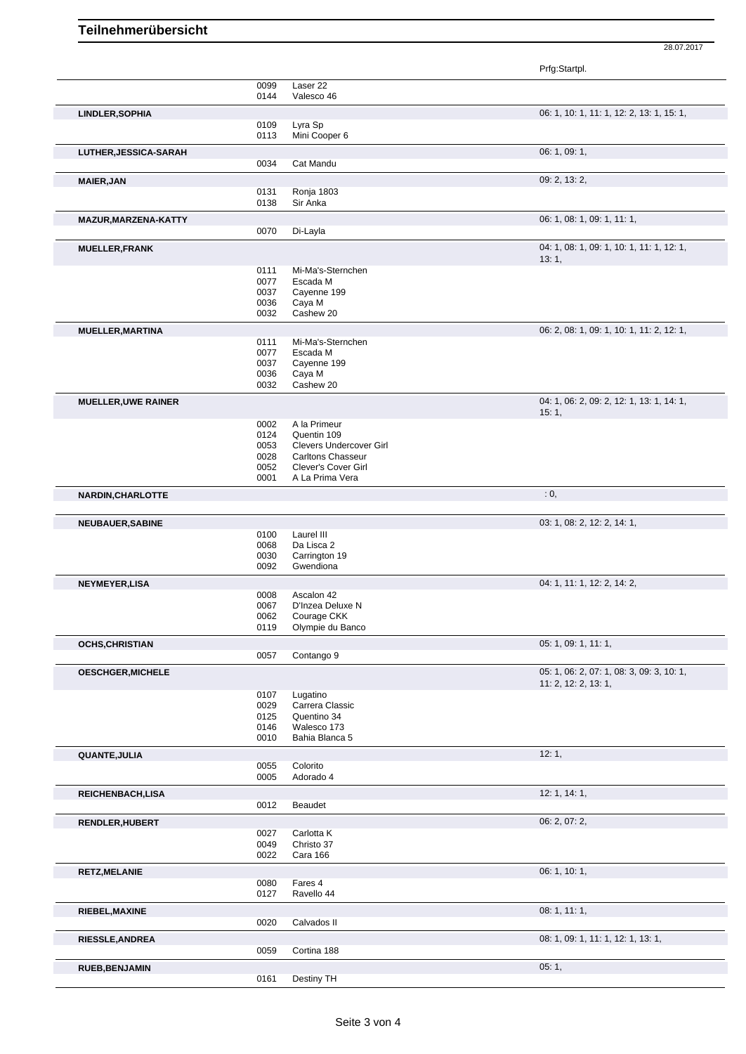# Teilnehmerübersicht

28.07.2017

| Teilnehmer | Nr. | Pferd | Prfg:Startpl. |
|---|---|---|---|
| | 0099 | Laser 22 | |
| | 0144 | Valesco 46 | |
| **LINDLER,SOPHIA** | | | 06: 1, 10: 1, 11: 1, 12: 2, 13: 1, 15: 1, |
| | 0109 | Lyra Sp | |
| | 0113 | Mini Cooper 6 | |
| **LUTHER,JESSICA-SARAH** | | | 06: 1, 09: 1, |
| | 0034 | Cat Mandu | |
| **MAIER,JAN** | | | 09: 2, 13: 2, |
| | 0131 | Ronja 1803 | |
| | 0138 | Sir Anka | |
| **MAZUR,MARZENA-KATTY** | | | 06: 1, 08: 1, 09: 1, 11: 1, |
| | 0070 | Di-Layla | |
| **MUELLER,FRANK** | | | 04: 1, 08: 1, 09: 1, 10: 1, 11: 1, 12: 1, 13: 1, |
| | 0111 | Mi-Ma's-Sternchen | |
| | 0077 | Escada M | |
| | 0037 | Cayenne 199 | |
| | 0036 | Caya M | |
| | 0032 | Cashew 20 | |
| **MUELLER,MARTINA** | | | 06: 2, 08: 1, 09: 1, 10: 1, 11: 2, 12: 1, |
| | 0111 | Mi-Ma's-Sternchen | |
| | 0077 | Escada M | |
| | 0037 | Cayenne 199 | |
| | 0036 | Caya M | |
| | 0032 | Cashew 20 | |
| **MUELLER,UWE RAINER** | | | 04: 1, 06: 2, 09: 2, 12: 1, 13: 1, 14: 1, 15: 1, |
| | 0002 | A la Primeur | |
| | 0124 | Quentin 109 | |
| | 0053 | Clevers Undercover Girl | |
| | 0028 | Carltons Chasseur | |
| | 0052 | Clever's Cover Girl | |
| | 0001 | A La Prima Vera | |
| **NARDIN,CHARLOTTE** | | | : 0, |
| **NEUBAUER,SABINE** | | | 03: 1, 08: 2, 12: 2, 14: 1, |
| | 0100 | Laurel III | |
| | 0068 | Da Lisca 2 | |
| | 0030 | Carrington 19 | |
| | 0092 | Gwendiona | |
| **NEYMEYER,LISA** | | | 04: 1, 11: 1, 12: 2, 14: 2, |
| | 0008 | Ascalon 42 | |
| | 0067 | D'Inzea Deluxe N | |
| | 0062 | Courage CKK | |
| | 0119 | Olympie du Banco | |
| **OCHS,CHRISTIAN** | | | 05: 1, 09: 1, 11: 1, |
| | 0057 | Contango 9 | |
| **OESCHGER,MICHELE** | | | 05: 1, 06: 2, 07: 1, 08: 3, 09: 3, 10: 1, 11: 2, 12: 2, 13: 1, |
| | 0107 | Lugatino | |
| | 0029 | Carrera Classic | |
| | 0125 | Quentino 34 | |
| | 0146 | Walesco 173 | |
| | 0010 | Bahia Blanca 5 | |
| **QUANTE,JULIA** | | | 12: 1, |
| | 0055 | Colorito | |
| | 0005 | Adorado 4 | |
| **REICHENBACH,LISA** | | | 12: 1, 14: 1, |
| | 0012 | Beaudet | |
| **RENDLER,HUBERT** | | | 06: 2, 07: 2, |
| | 0027 | Carlotta K | |
| | 0049 | Christo 37 | |
| | 0022 | Cara 166 | |
| **RETZ,MELANIE** | | | 06: 1, 10: 1, |
| | 0080 | Fares 4 | |
| | 0127 | Ravello 44 | |
| **RIEBEL,MAXINE** | | | 08: 1, 11: 1, |
| | 0020 | Calvados II | |
| **RIESSLE,ANDREA** | | | 08: 1, 09: 1, 11: 1, 12: 1, 13: 1, |
| | 0059 | Cortina 188 | |
| **RUEB,BENJAMIN** | | | 05: 1, |
| | 0161 | Destiny TH | |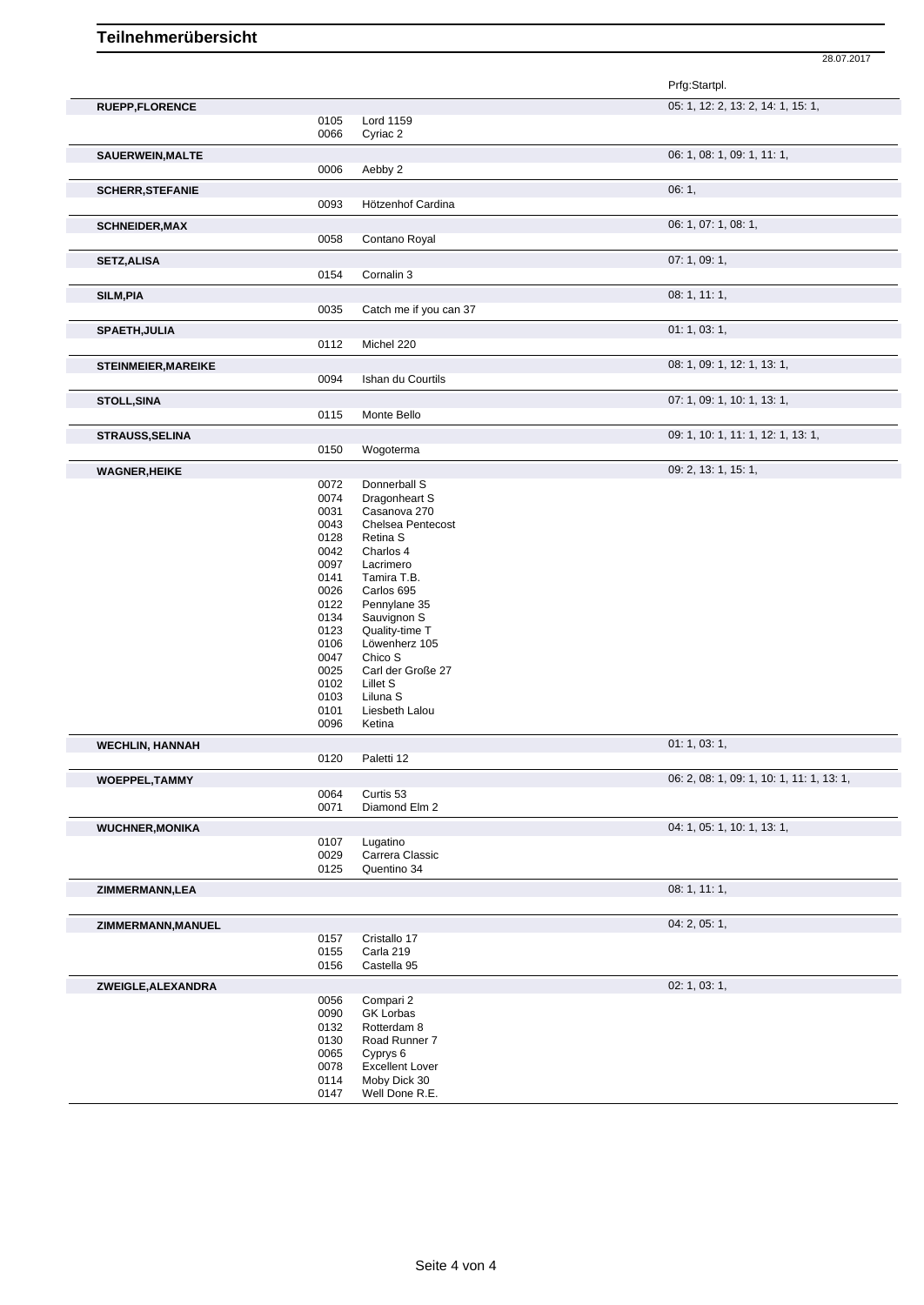# Teilnehmerübersicht

28.07.2017

| Teilnehmer | Nr. | Pferd | Prfg:Startpl. |
|---|---|---|---|
| **RUEPP,FLORENCE** | | | 05: 1, 12: 2, 13: 2, 14: 1, 15: 1, |
| | 0105 | Lord 1159 | |
| | 0066 | Cyriac 2 | |
| **SAUERWEIN,MALTE** | | | 06: 1, 08: 1, 09: 1, 11: 1, |
| | 0006 | Aebby 2 | |
| **SCHERR,STEFANIE** | | | 06: 1, |
| | 0093 | Hötzenhof Cardina | |
| **SCHNEIDER,MAX** | | | 06: 1, 07: 1, 08: 1, |
| | 0058 | Contano Royal | |
| **SETZ,ALISA** | | | 07: 1, 09: 1, |
| | 0154 | Cornalin 3 | |
| **SILM,PIA** | | | 08: 1, 11: 1, |
| | 0035 | Catch me if you can 37 | |
| **SPAETH,JULIA** | | | 01: 1, 03: 1, |
| | 0112 | Michel 220 | |
| **STEINMEIER,MAREIKE** | | | 08: 1, 09: 1, 12: 1, 13: 1, |
| | 0094 | Ishan du Courtils | |
| **STOLL,SINA** | | | 07: 1, 09: 1, 10: 1, 13: 1, |
| | 0115 | Monte Bello | |
| **STRAUSS,SELINA** | | | 09: 1, 10: 1, 11: 1, 12: 1, 13: 1, |
| | 0150 | Wogoterma | |
| **WAGNER,HEIKE** | | | 09: 2, 13: 1, 15: 1, |
| | 0072 | Donnerball S | |
| | 0074 | Dragonheart S | |
| | 0031 | Casanova 270 | |
| | 0043 | Chelsea Pentecost | |
| | 0128 | Retina S | |
| | 0042 | Charlos 4 | |
| | 0097 | Lacrimero | |
| | 0141 | Tamira T.B. | |
| | 0026 | Carlos 695 | |
| | 0122 | Pennylane 35 | |
| | 0134 | Sauvignon S | |
| | 0123 | Quality-time T | |
| | 0106 | Löwenherz 105 | |
| | 0047 | Chico S | |
| | 0025 | Carl der Große 27 | |
| | 0102 | Lillet S | |
| | 0103 | Liluna S | |
| | 0101 | Liesbeth Lalou | |
| | 0096 | Ketina | |
| **WECHLIN, HANNAH** | | | 01: 1, 03: 1, |
| | 0120 | Paletti 12 | |
| **WOEPPEL,TAMMY** | | | 06: 2, 08: 1, 09: 1, 10: 1, 11: 1, 13: 1, |
| | 0064 | Curtis 53 | |
| | 0071 | Diamond Elm 2 | |
| **WUCHNER,MONIKA** | | | 04: 1, 05: 1, 10: 1, 13: 1, |
| | 0107 | Lugatino | |
| | 0029 | Carrera Classic | |
| | 0125 | Quentino 34 | |
| **ZIMMERMANN,LEA** | | | 08: 1, 11: 1, |
| **ZIMMERMANN,MANUEL** | | | 04: 2, 05: 1, |
| | 0157 | Cristallo 17 | |
| | 0155 | Carla 219 | |
| | 0156 | Castella 95 | |
| **ZWEIGLE,ALEXANDRA** | | | 02: 1, 03: 1, |
| | 0056 | Compari 2 | |
| | 0090 | GK Lorbas | |
| | 0132 | Rotterdam 8 | |
| | 0130 | Road Runner 7 | |
| | 0065 | Cyprys 6 | |
| | 0078 | Excellent Lover | |
| | 0114 | Moby Dick 30 | |
| | 0147 | Well Done R.E. | |